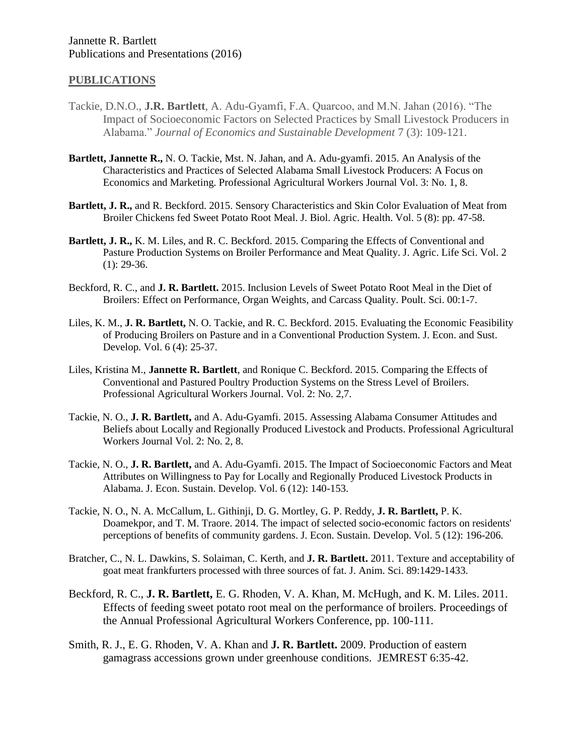Jannette R. Bartlett
Publications and Presentations (2016)

## PUBLICATIONS

Tackie, D.N.O., **J.R. Bartlett**, A. Adu-Gyamfi, F.A. Quarcoo, and M.N. Jahan (2016). "The Impact of Socioeconomic Factors on Selected Practices by Small Livestock Producers in Alabama." *Journal of Economics and Sustainable Development* 7 (3): 109-121.

**Bartlett, Jannette R.,** N. O. Tackie, Mst. N. Jahan, and A. Adu-gyamfi. 2015. An Analysis of the Characteristics and Practices of Selected Alabama Small Livestock Producers: A Focus on Economics and Marketing. Professional Agricultural Workers Journal Vol. 3: No. 1, 8.

**Bartlett, J. R.,** and R. Beckford. 2015. Sensory Characteristics and Skin Color Evaluation of Meat from Broiler Chickens fed Sweet Potato Root Meal. J. Biol. Agric. Health. Vol. 5 (8): pp. 47-58.

**Bartlett, J. R.,** K. M. Liles, and R. C. Beckford. 2015. Comparing the Effects of Conventional and Pasture Production Systems on Broiler Performance and Meat Quality. J. Agric. Life Sci. Vol. 2 (1): 29-36.

Beckford, R. C., and **J. R. Bartlett.** 2015. Inclusion Levels of Sweet Potato Root Meal in the Diet of Broilers: Effect on Performance, Organ Weights, and Carcass Quality. Poult. Sci. 00:1-7.

Liles, K. M., **J. R. Bartlett,** N. O. Tackie, and R. C. Beckford. 2015. Evaluating the Economic Feasibility of Producing Broilers on Pasture and in a Conventional Production System. J. Econ. and Sust. Develop. Vol. 6 (4): 25-37.

Liles, Kristina M., **Jannette R. Bartlett**, and Ronique C. Beckford. 2015. Comparing the Effects of Conventional and Pastured Poultry Production Systems on the Stress Level of Broilers. Professional Agricultural Workers Journal. Vol. 2: No. 2,7.

Tackie, N. O., **J. R. Bartlett,** and A. Adu-Gyamfi. 2015. Assessing Alabama Consumer Attitudes and Beliefs about Locally and Regionally Produced Livestock and Products. Professional Agricultural Workers Journal Vol. 2: No. 2, 8.

Tackie, N. O., **J. R. Bartlett,** and A. Adu-Gyamfi. 2015. The Impact of Socioeconomic Factors and Meat Attributes on Willingness to Pay for Locally and Regionally Produced Livestock Products in Alabama. J. Econ. Sustain. Develop. Vol. 6 (12): 140-153.

Tackie, N. O., N. A. McCallum, L. Githinji, D. G. Mortley, G. P. Reddy, **J. R. Bartlett,** P. K. Doamekpor, and T. M. Traore. 2014. The impact of selected socio-economic factors on residents' perceptions of benefits of community gardens. J. Econ. Sustain. Develop. Vol. 5 (12): 196-206.

Bratcher, C., N. L. Dawkins, S. Solaiman, C. Kerth, and **J. R. Bartlett.** 2011. Texture and acceptability of goat meat frankfurters processed with three sources of fat. J. Anim. Sci. 89:1429-1433.

Beckford, R. C., **J. R. Bartlett,** E. G. Rhoden, V. A. Khan, M. McHugh, and K. M. Liles. 2011. Effects of feeding sweet potato root meal on the performance of broilers. Proceedings of the Annual Professional Agricultural Workers Conference, pp. 100-111.

Smith, R. J., E. G. Rhoden, V. A. Khan and **J. R. Bartlett.** 2009. Production of eastern gamagrass accessions grown under greenhouse conditions. JEMREST 6:35-42.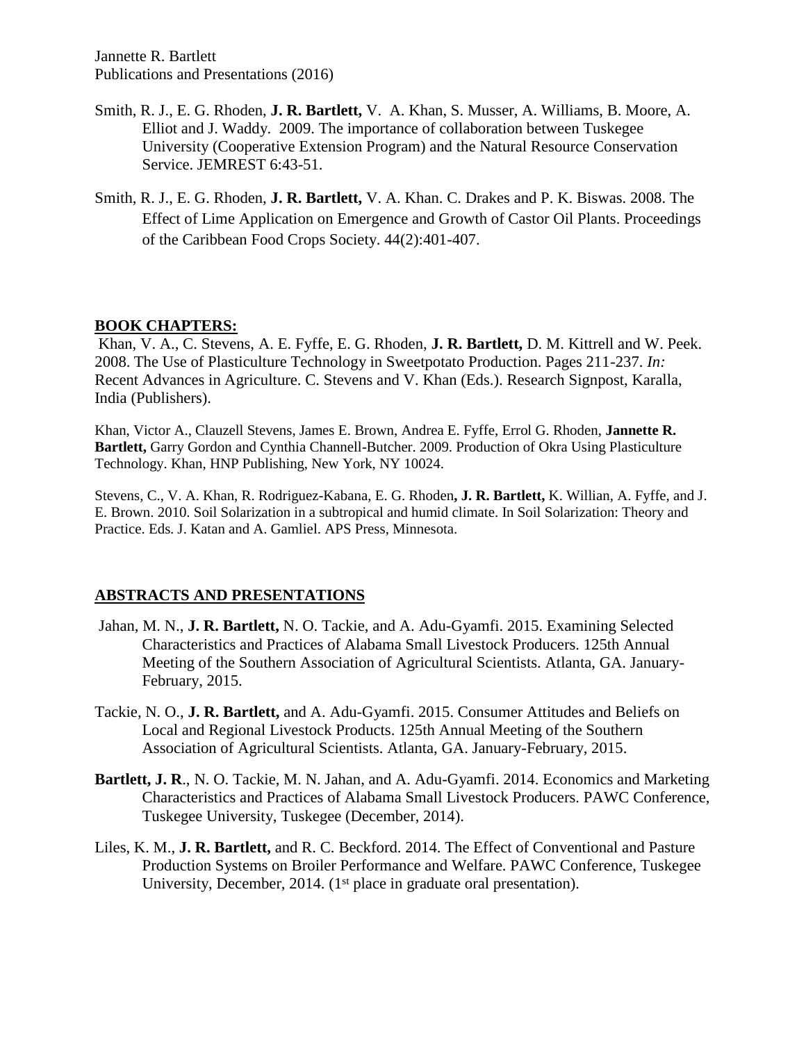Smith, R. J., E. G. Rhoden, **J. R. Bartlett,** V. A. Khan, S. Musser, A. Williams, B. Moore, A. Elliot and J. Waddy. 2009. The importance of collaboration between Tuskegee University (Cooperative Extension Program) and the Natural Resource Conservation Service. JEMREST 6:43-51.

Smith, R. J., E. G. Rhoden, **J. R. Bartlett,** V. A. Khan. C. Drakes and P. K. Biswas. 2008. The Effect of Lime Application on Emergence and Growth of Castor Oil Plants. Proceedings of the Caribbean Food Crops Society. 44(2):401-407.

## BOOK CHAPTERS:

Khan, V. A., C. Stevens, A. E. Fyffe, E. G. Rhoden, **J. R. Bartlett,** D. M. Kittrell and W. Peek. 2008. The Use of Plasticulture Technology in Sweetpotato Production. Pages 211-237. *In:* Recent Advances in Agriculture. C. Stevens and V. Khan (Eds.). Research Signpost, Karalla, India (Publishers).

Khan, Victor A., Clauzell Stevens, James E. Brown, Andrea E. Fyffe, Errol G. Rhoden, **Jannette R. Bartlett,** Garry Gordon and Cynthia Channell-Butcher. 2009. Production of Okra Using Plasticulture Technology. Khan, HNP Publishing, New York, NY 10024.

Stevens, C., V. A. Khan, R. Rodriguez-Kabana, E. G. Rhoden**, J. R. Bartlett,** K. Willian, A. Fyffe, and J. E. Brown. 2010. Soil Solarization in a subtropical and humid climate. In Soil Solarization: Theory and Practice. Eds. J. Katan and A. Gamliel. APS Press, Minnesota.

## ABSTRACTS AND PRESENTATIONS

Jahan, M. N., **J. R. Bartlett,** N. O. Tackie, and A. Adu-Gyamfi. 2015. Examining Selected Characteristics and Practices of Alabama Small Livestock Producers. 125th Annual Meeting of the Southern Association of Agricultural Scientists. Atlanta, GA. January-February, 2015.

Tackie, N. O., **J. R. Bartlett,** and A. Adu-Gyamfi. 2015. Consumer Attitudes and Beliefs on Local and Regional Livestock Products. 125th Annual Meeting of the Southern Association of Agricultural Scientists. Atlanta, GA. January-February, 2015.

**Bartlett, J. R**., N. O. Tackie, M. N. Jahan, and A. Adu-Gyamfi. 2014. Economics and Marketing Characteristics and Practices of Alabama Small Livestock Producers. PAWC Conference, Tuskegee University, Tuskegee (December, 2014).

Liles, K. M., **J. R. Bartlett,** and R. C. Beckford. 2014. The Effect of Conventional and Pasture Production Systems on Broiler Performance and Welfare. PAWC Conference, Tuskegee University, December, 2014. (1st place in graduate oral presentation).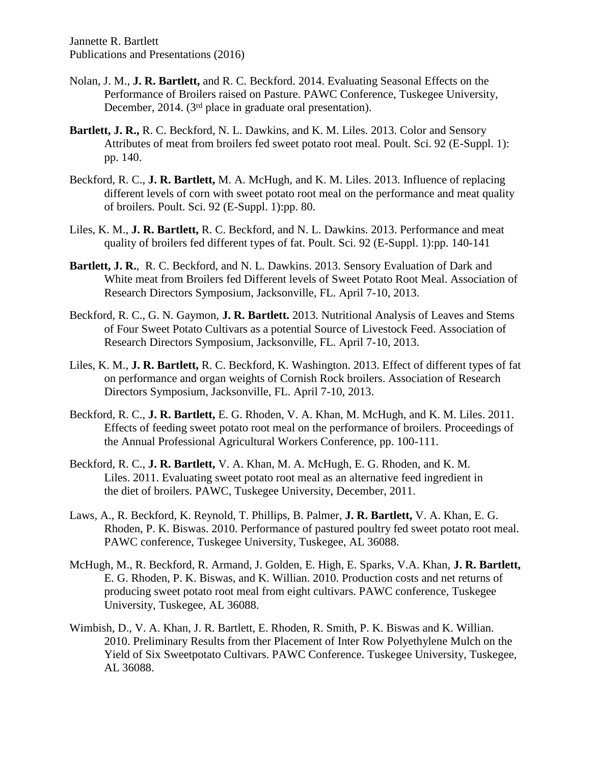Jannette R. Bartlett
Publications and Presentations (2016)

- Nolan, J. M., **J. R. Bartlett,** and R. C. Beckford. 2014. Evaluating Seasonal Effects on the Performance of Broilers raised on Pasture. PAWC Conference, Tuskegee University, December, 2014. (3rd place in graduate oral presentation).

- **Bartlett, J. R.,** R. C. Beckford, N. L. Dawkins, and K. M. Liles. 2013. Color and Sensory Attributes of meat from broilers fed sweet potato root meal. Poult. Sci. 92 (E-Suppl. 1): pp. 140.

- Beckford, R. C., **J. R. Bartlett,** M. A. McHugh, and K. M. Liles. 2013. Influence of replacing different levels of corn with sweet potato root meal on the performance and meat quality of broilers. Poult. Sci. 92 (E-Suppl. 1):pp. 80.

- Liles, K. M., **J. R. Bartlett,** R. C. Beckford, and N. L. Dawkins. 2013. Performance and meat quality of broilers fed different types of fat. Poult. Sci. 92 (E-Suppl. 1):pp. 140-141

- **Bartlett, J. R.**, R. C. Beckford, and N. L. Dawkins. 2013. Sensory Evaluation of Dark and White meat from Broilers fed Different levels of Sweet Potato Root Meal. Association of Research Directors Symposium, Jacksonville, FL. April 7-10, 2013.

- Beckford, R. C., G. N. Gaymon, **J. R. Bartlett.** 2013. Nutritional Analysis of Leaves and Stems of Four Sweet Potato Cultivars as a potential Source of Livestock Feed. Association of Research Directors Symposium, Jacksonville, FL. April 7-10, 2013.

- Liles, K. M., **J. R. Bartlett,** R. C. Beckford, K. Washington. 2013. Effect of different types of fat on performance and organ weights of Cornish Rock broilers. Association of Research Directors Symposium, Jacksonville, FL. April 7-10, 2013.

- Beckford, R. C., **J. R. Bartlett,** E. G. Rhoden, V. A. Khan, M. McHugh, and K. M. Liles. 2011. Effects of feeding sweet potato root meal on the performance of broilers. Proceedings of the Annual Professional Agricultural Workers Conference, pp. 100-111.

- Beckford, R. C., **J. R. Bartlett,** V. A. Khan, M. A. McHugh, E. G. Rhoden, and K. M. Liles. 2011. Evaluating sweet potato root meal as an alternative feed ingredient in the diet of broilers. PAWC, Tuskegee University, December, 2011.

- Laws, A., R. Beckford, K. Reynold, T. Phillips, B. Palmer, **J. R. Bartlett,** V. A. Khan, E. G. Rhoden, P. K. Biswas. 2010. Performance of pastured poultry fed sweet potato root meal. PAWC conference, Tuskegee University, Tuskegee, AL 36088.

- McHugh, M., R. Beckford, R. Armand, J. Golden, E. High, E. Sparks, V.A. Khan, **J. R. Bartlett,** E. G. Rhoden, P. K. Biswas, and K. Willian. 2010. Production costs and net returns of producing sweet potato root meal from eight cultivars. PAWC conference, Tuskegee University, Tuskegee, AL 36088.

- Wimbish, D., V. A. Khan, J. R. Bartlett, E. Rhoden, R. Smith, P. K. Biswas and K. Willian. 2010. Preliminary Results from ther Placement of Inter Row Polyethylene Mulch on the Yield of Six Sweetpotato Cultivars. PAWC Conference. Tuskegee University, Tuskegee, AL 36088.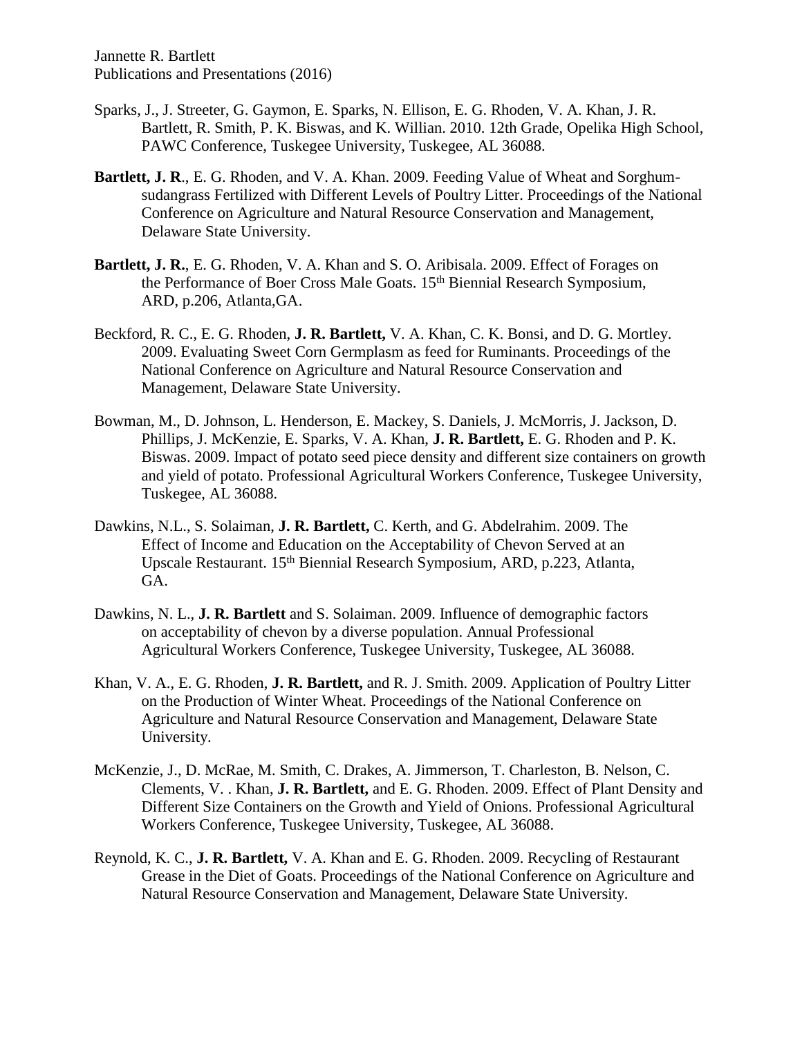Sparks, J., J. Streeter, G. Gaymon, E. Sparks, N. Ellison, E. G. Rhoden, V. A. Khan, J. R. Bartlett, R. Smith, P. K. Biswas, and K. Willian. 2010. 12th Grade, Opelika High School, PAWC Conference, Tuskegee University, Tuskegee, AL 36088.

**Bartlett, J. R**., E. G. Rhoden, and V. A. Khan. 2009. Feeding Value of Wheat and Sorghum-sudangrass Fertilized with Different Levels of Poultry Litter. Proceedings of the National Conference on Agriculture and Natural Resource Conservation and Management, Delaware State University.

**Bartlett, J. R.**, E. G. Rhoden, V. A. Khan and S. O. Aribisala. 2009. Effect of Forages on the Performance of Boer Cross Male Goats. 15th Biennial Research Symposium, ARD, p.206, Atlanta,GA.

Beckford, R. C., E. G. Rhoden, **J. R. Bartlett,** V. A. Khan, C. K. Bonsi, and D. G. Mortley. 2009. Evaluating Sweet Corn Germplasm as feed for Ruminants. Proceedings of the National Conference on Agriculture and Natural Resource Conservation and Management, Delaware State University.

Bowman, M., D. Johnson, L. Henderson, E. Mackey, S. Daniels, J. McMorris, J. Jackson, D. Phillips, J. McKenzie, E. Sparks, V. A. Khan, **J. R. Bartlett,** E. G. Rhoden and P. K. Biswas. 2009. Impact of potato seed piece density and different size containers on growth and yield of potato. Professional Agricultural Workers Conference, Tuskegee University, Tuskegee, AL 36088.

Dawkins, N.L., S. Solaiman, **J. R. Bartlett,** C. Kerth, and G. Abdelrahim. 2009. The Effect of Income and Education on the Acceptability of Chevon Served at an Upscale Restaurant. 15th Biennial Research Symposium, ARD, p.223, Atlanta, GA.

Dawkins, N. L., **J. R. Bartlett** and S. Solaiman. 2009. Influence of demographic factors on acceptability of chevon by a diverse population. Annual Professional Agricultural Workers Conference, Tuskegee University, Tuskegee, AL 36088.

Khan, V. A., E. G. Rhoden, **J. R. Bartlett,** and R. J. Smith. 2009. Application of Poultry Litter on the Production of Winter Wheat. Proceedings of the National Conference on Agriculture and Natural Resource Conservation and Management, Delaware State University.

McKenzie, J., D. McRae, M. Smith, C. Drakes, A. Jimmerson, T. Charleston, B. Nelson, C. Clements, V. . Khan, **J. R. Bartlett,** and E. G. Rhoden. 2009. Effect of Plant Density and Different Size Containers on the Growth and Yield of Onions. Professional Agricultural Workers Conference, Tuskegee University, Tuskegee, AL 36088.

Reynold, K. C., **J. R. Bartlett,** V. A. Khan and E. G. Rhoden. 2009. Recycling of Restaurant Grease in the Diet of Goats. Proceedings of the National Conference on Agriculture and Natural Resource Conservation and Management, Delaware State University.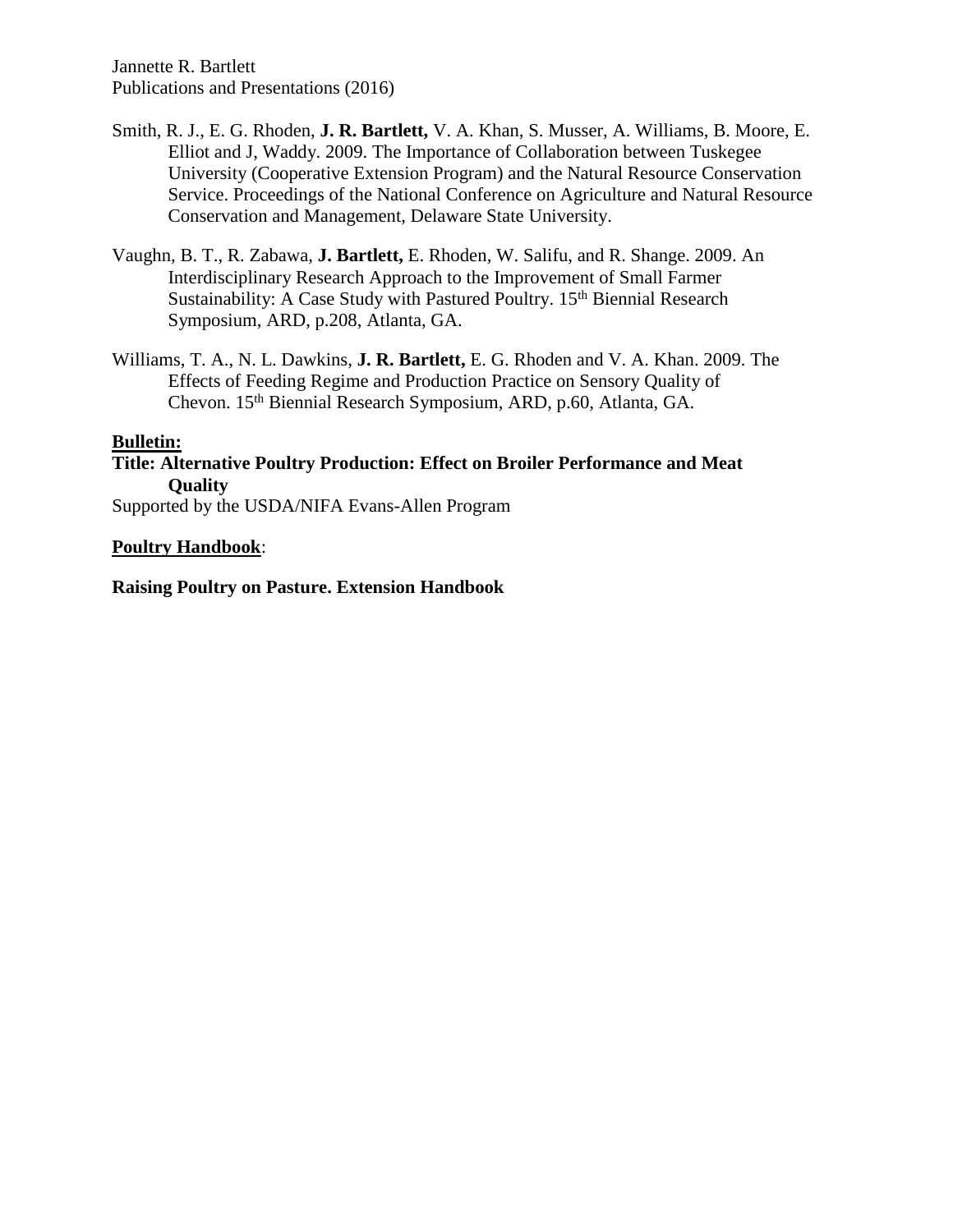Smith, R. J., E. G. Rhoden, **J. R. Bartlett,** V. A. Khan, S. Musser, A. Williams, B. Moore, E. Elliot and J, Waddy. 2009. The Importance of Collaboration between Tuskegee University (Cooperative Extension Program) and the Natural Resource Conservation Service. Proceedings of the National Conference on Agriculture and Natural Resource Conservation and Management, Delaware State University.

Vaughn, B. T., R. Zabawa, **J. Bartlett,** E. Rhoden, W. Salifu, and R. Shange. 2009. An Interdisciplinary Research Approach to the Improvement of Small Farmer Sustainability: A Case Study with Pastured Poultry. 15th Biennial Research Symposium, ARD, p.208, Atlanta, GA.

Williams, T. A., N. L. Dawkins, **J. R. Bartlett,** E. G. Rhoden and V. A. Khan. 2009. The Effects of Feeding Regime and Production Practice on Sensory Quality of Chevon. 15th Biennial Research Symposium, ARD, p.60, Atlanta, GA.

**Bulletin:**

**Title: Alternative Poultry Production: Effect on Broiler Performance and Meat Quality**

Supported by the USDA/NIFA Evans-Allen Program

**Poultry Handbook**:

**Raising Poultry on Pasture. Extension Handbook**